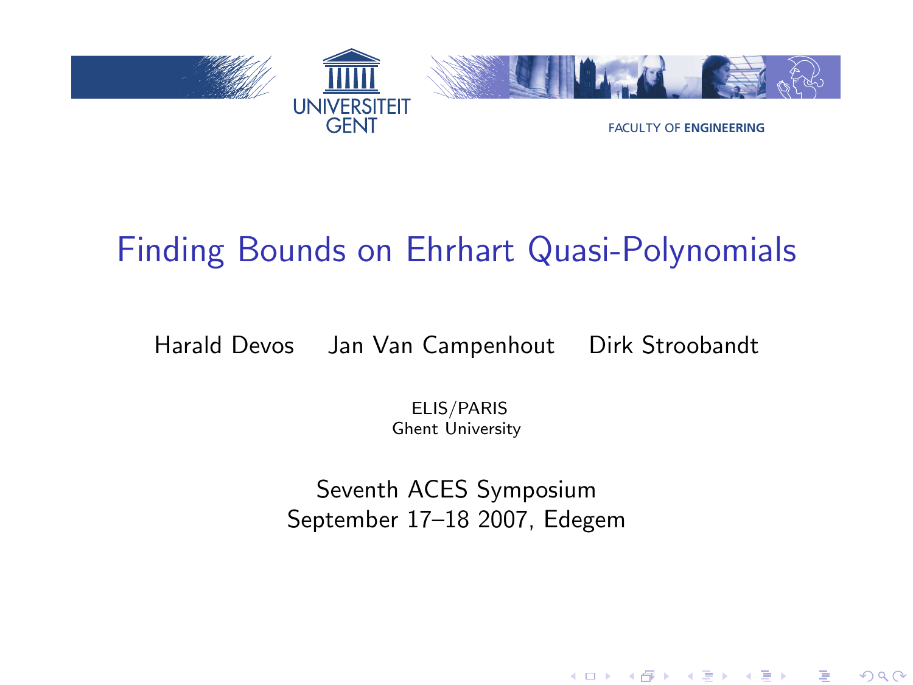UNIVERSITEIT GENT

FACULTY OF ENGINEERING

# Finding Bounds on Ehrhart Quasi-Polynomials

Harald Devos    Jan Van Campenhout    Dirk Stroobandt

ELIS/PARIS
Ghent University

Seventh ACES Symposium
September 17–18 2007, Edegem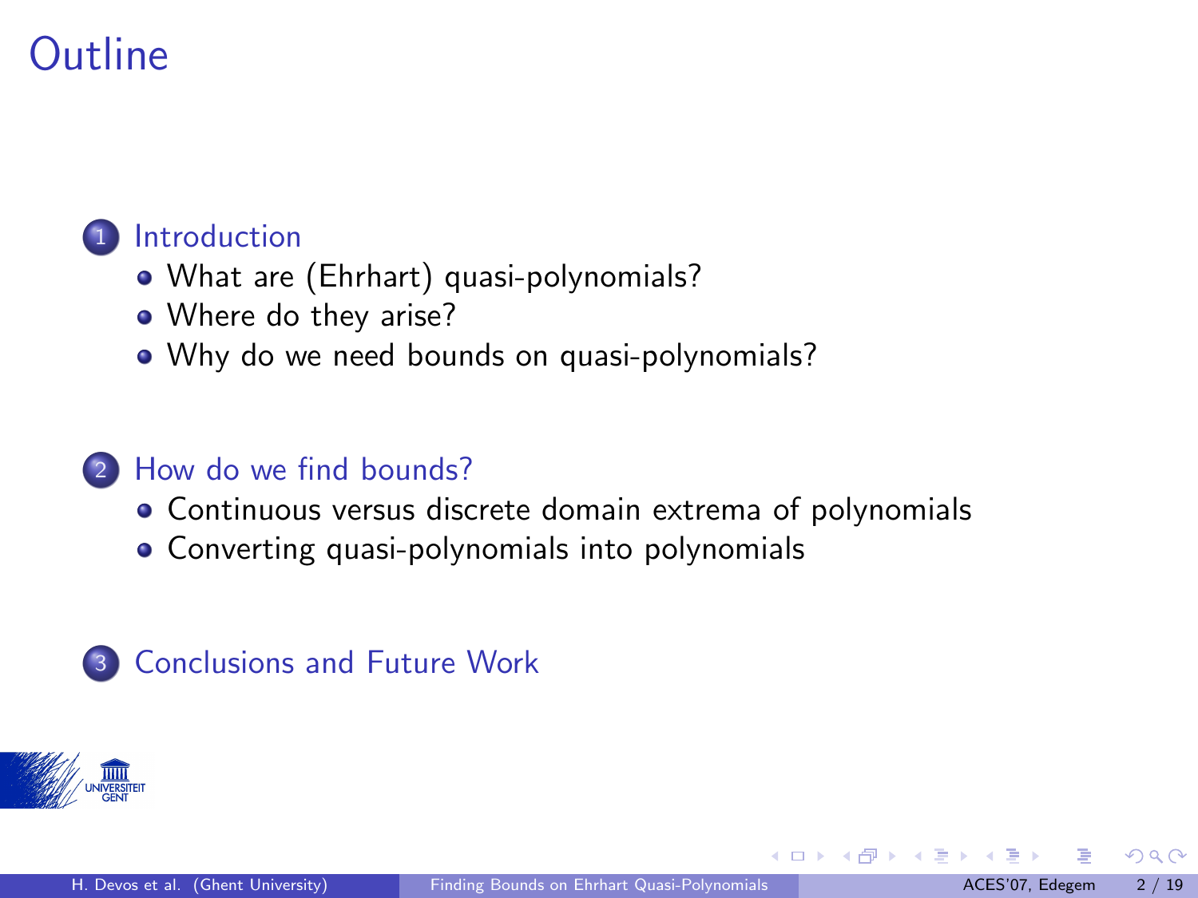# Outline

1. Introduction
   - What are (Ehrhart) quasi-polynomials?
   - Where do they arise?
   - Why do we need bounds on quasi-polynomials?
2. How do we find bounds?
   - Continuous versus discrete domain extrema of polynomials
   - Converting quasi-polynomials into polynomials
3. Conclusions and Future Work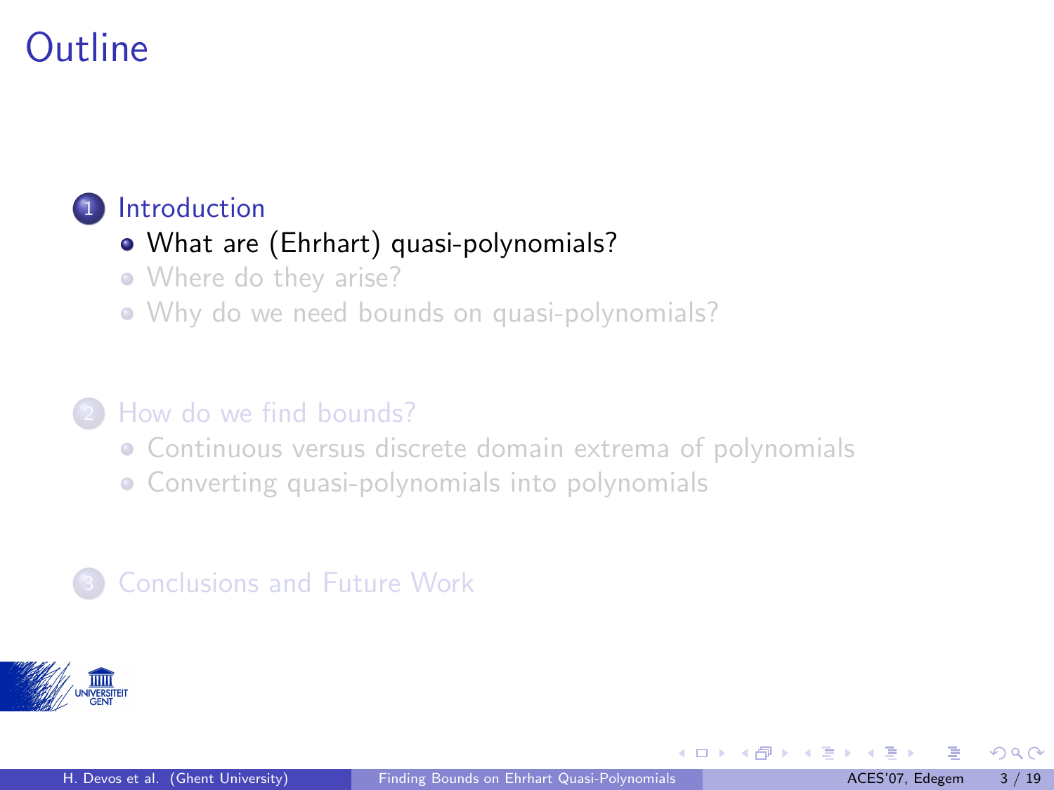# Outline

1. Introduction
   - What are (Ehrhart) quasi-polynomials?
   - Where do they arise?
   - Why do we need bounds on quasi-polynomials?

2. How do we find bounds?
   - Continuous versus discrete domain extrema of polynomials
   - Converting quasi-polynomials into polynomials

3. Conclusions and Future Work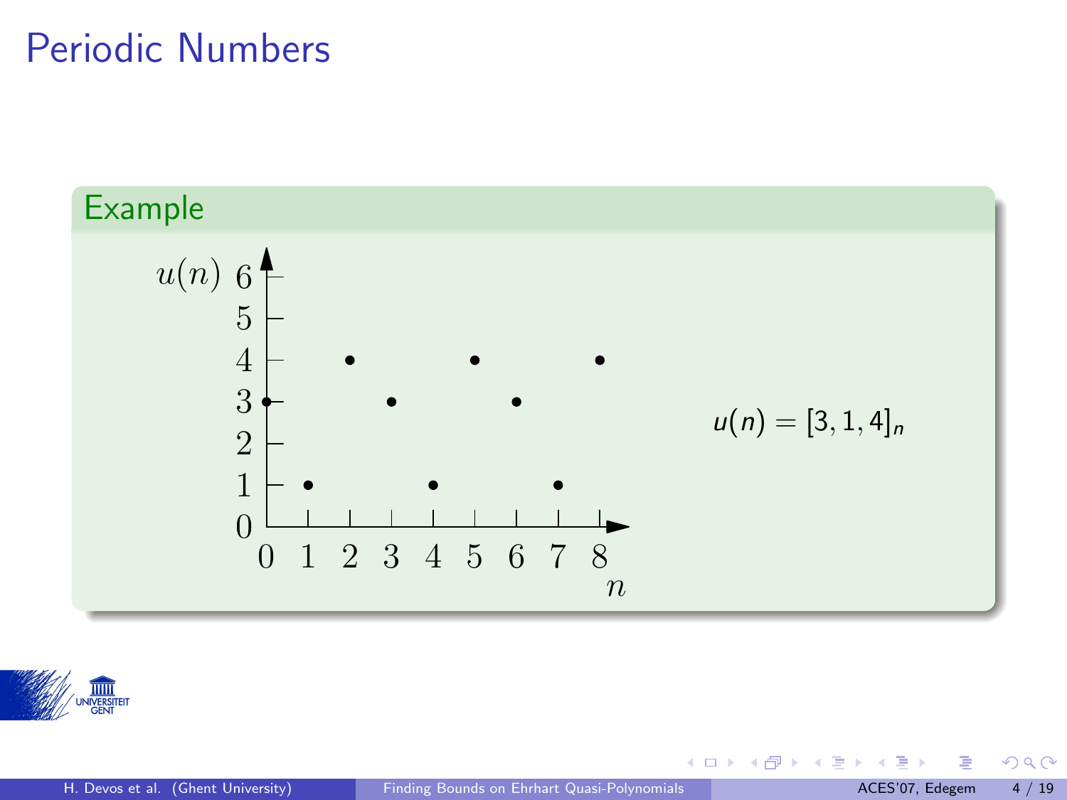# Periodic Numbers

## Example

$$u(n) = [3, 1, 4]_n$$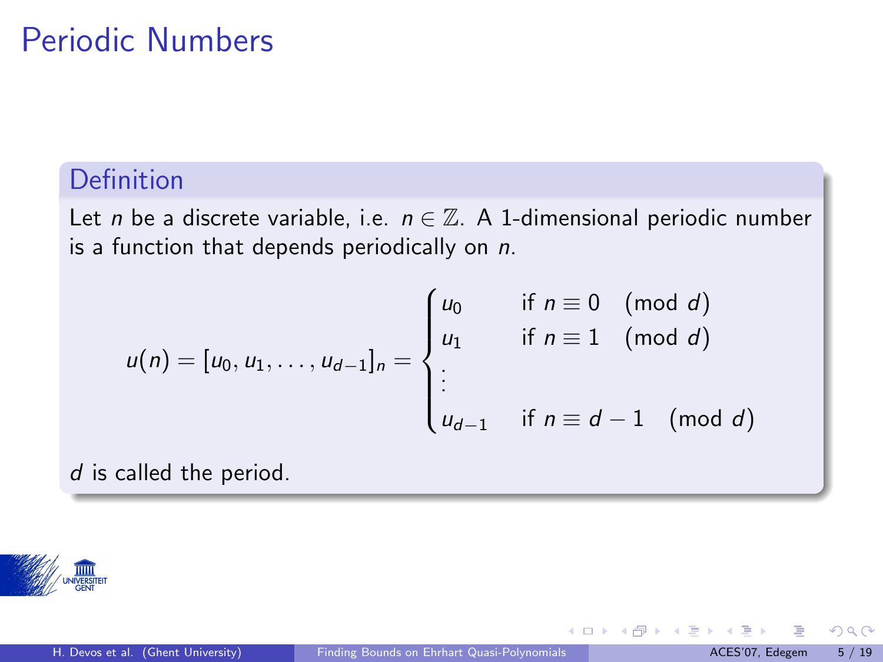# Periodic Numbers

## Definition

Let $n$ be a discrete variable, i.e. $n \in \mathbb{Z}$. A 1-dimensional periodic number is a function that depends periodically on $n$.

$$u(n) = [u_0, u_1, \ldots, u_{d-1}]_n = \begin{cases} u_0 & \text{if } n \equiv 0 \pmod{d} \\ u_1 & \text{if } n \equiv 1 \pmod{d} \\ \vdots & \\ u_{d-1} & \text{if } n \equiv d-1 \pmod{d} \end{cases}$$

$d$ is called the period.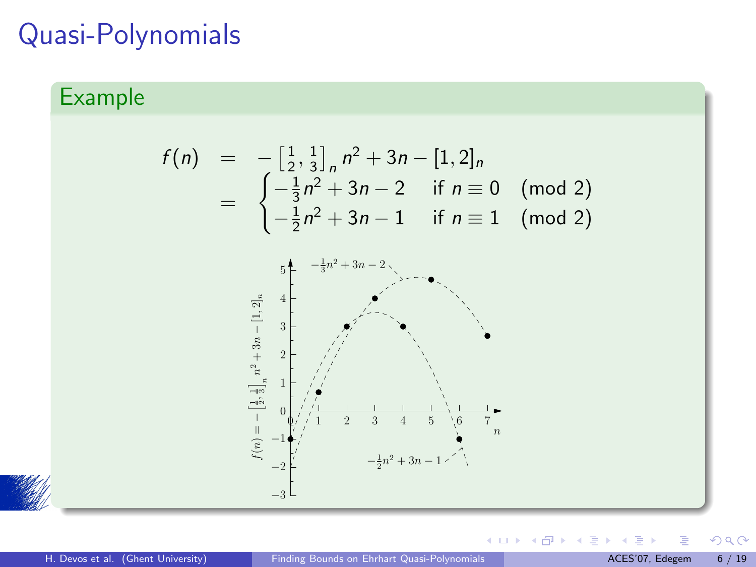# Quasi-Polynomials

## Example

$$
\begin{aligned}
f(n) &= -\left[\tfrac{1}{2}, \tfrac{1}{3}\right]_n n^2 + 3n - [1,2]_n \\
&= \begin{cases} -\frac{1}{3}n^2 + 3n - 2 & \text{if } n \equiv 0 \pmod 2 \\ -\frac{1}{2}n^2 + 3n - 1 & \text{if } n \equiv 1 \pmod 2 \end{cases}
\end{aligned}
$$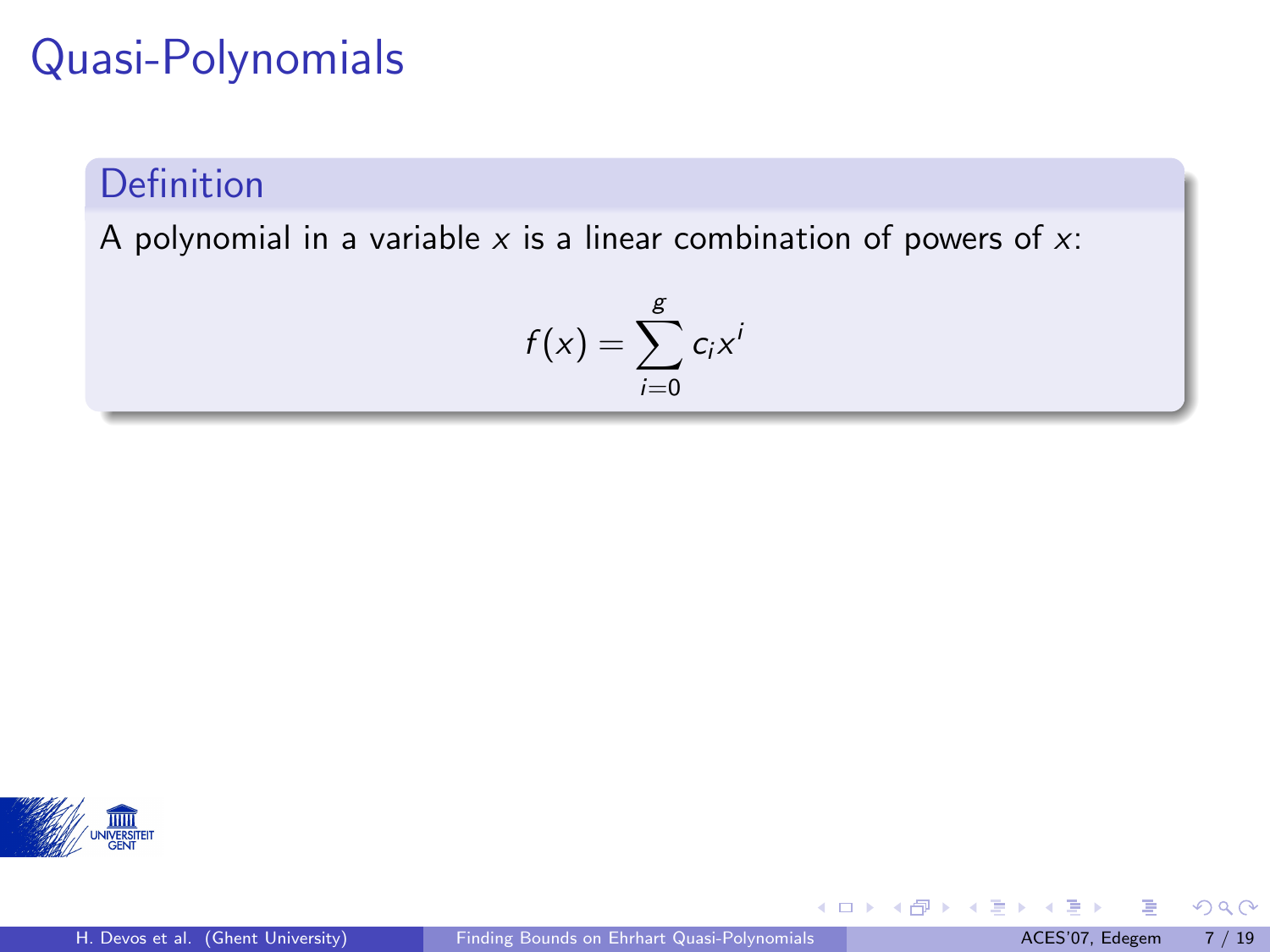# Quasi-Polynomials

## Definition

A polynomial in a variable $x$ is a linear combination of powers of $x$:

$$f(x) = \sum_{i=0}^{g} c_i x^i$$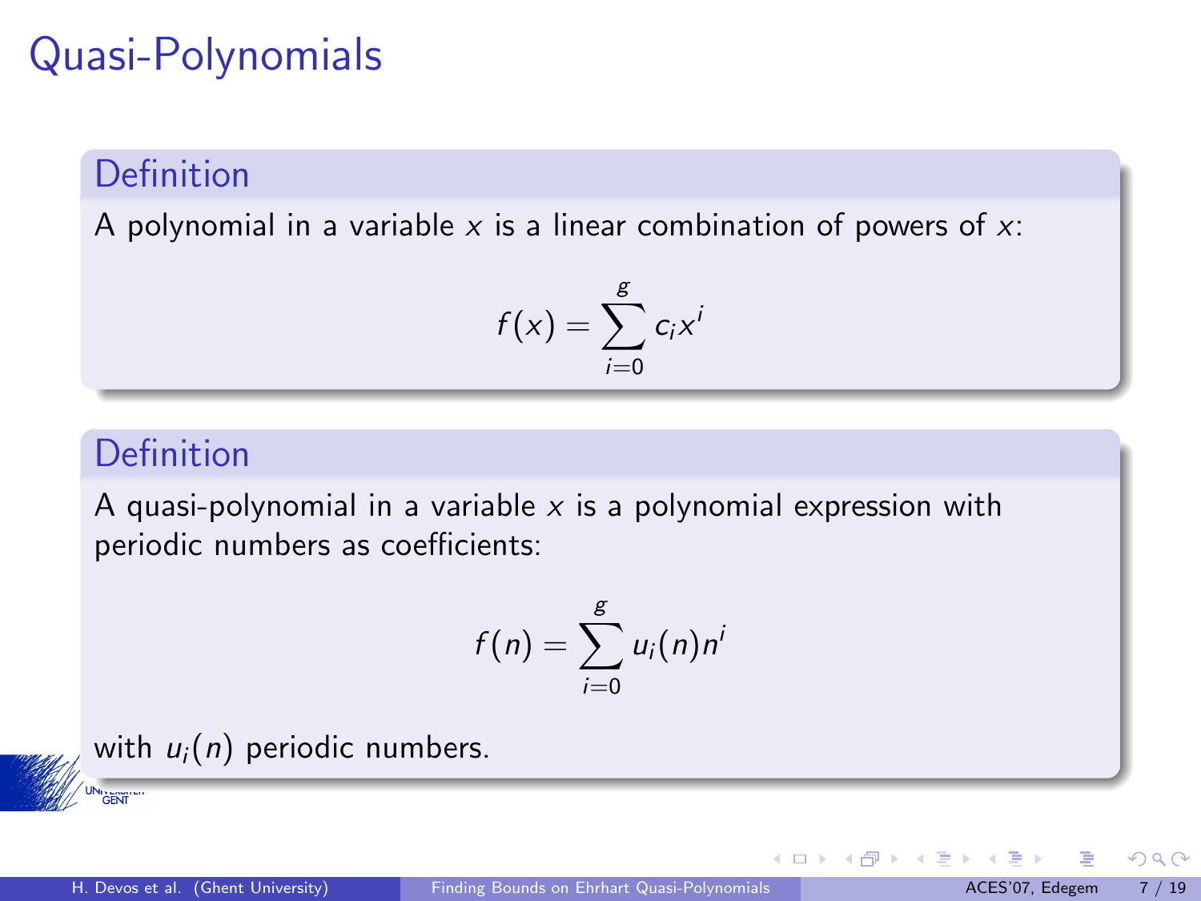# Quasi-Polynomials

**Definition**

A polynomial in a variable $x$ is a linear combination of powers of $x$:

$$f(x) = \sum_{i=0}^{g} c_i x^i$$

**Definition**

A quasi-polynomial in a variable $x$ is a polynomial expression with periodic numbers as coefficients:

$$f(n) = \sum_{i=0}^{g} u_i(n) n^i$$

with $u_i(n)$ periodic numbers.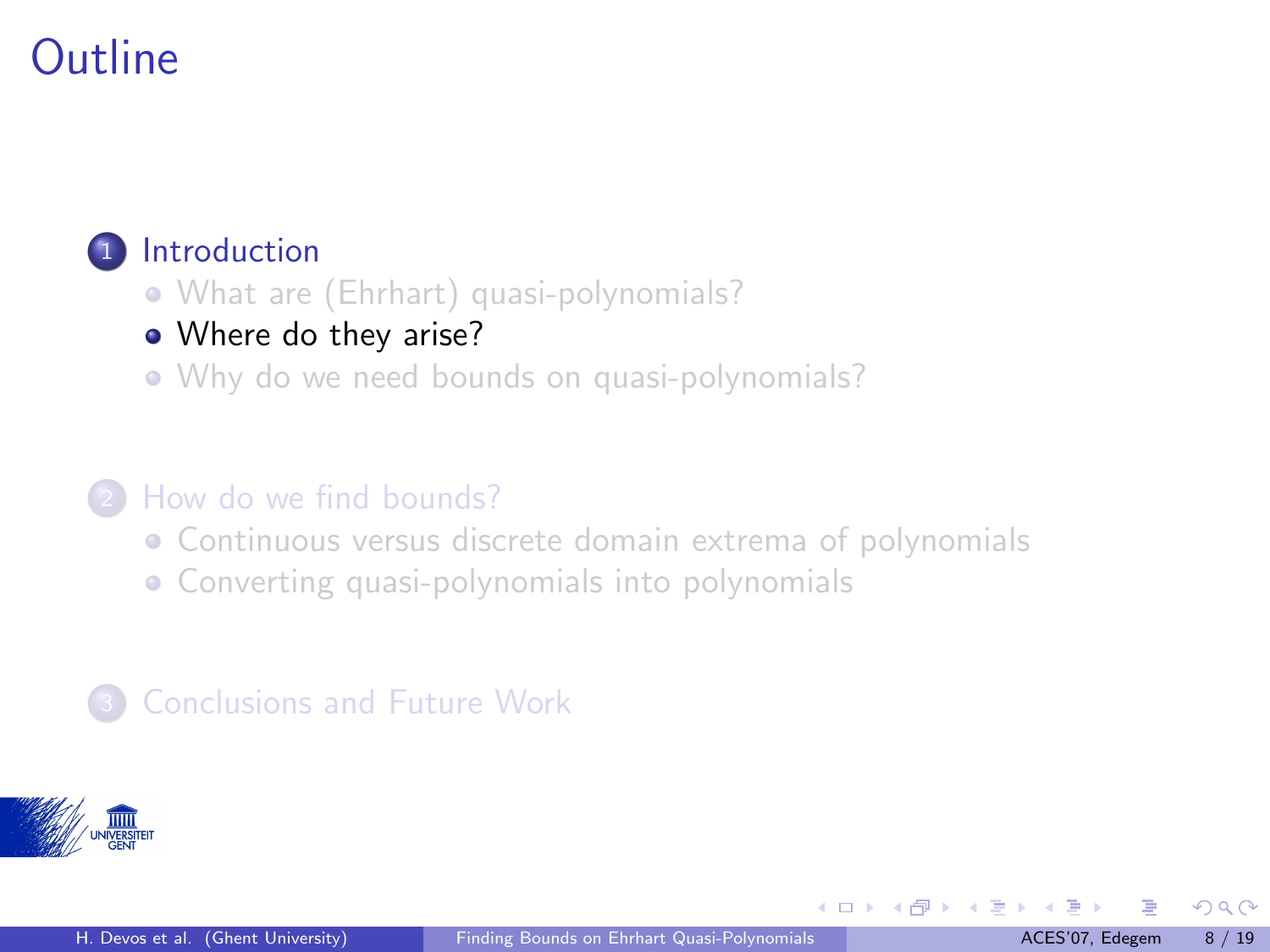# Outline

1. Introduction
   - What are (Ehrhart) quasi-polynomials?
   - Where do they arise?
   - Why do we need bounds on quasi-polynomials?

2. How do we find bounds?
   - Continuous versus discrete domain extrema of polynomials
   - Converting quasi-polynomials into polynomials

3. Conclusions and Future Work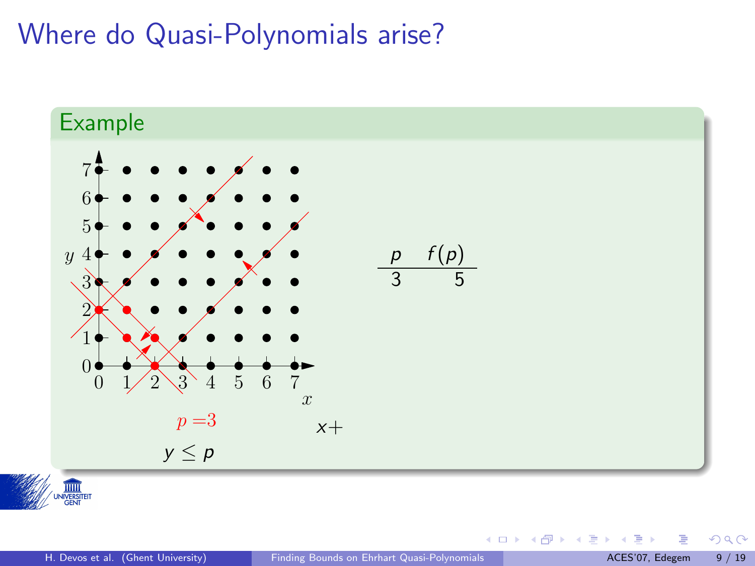# Where do Quasi-Polynomials arise?

## Example

$p = 3$

$y \leq p$

$x+$

| $p$ | $f(p)$ |
|---|---|
| 3 | 5 |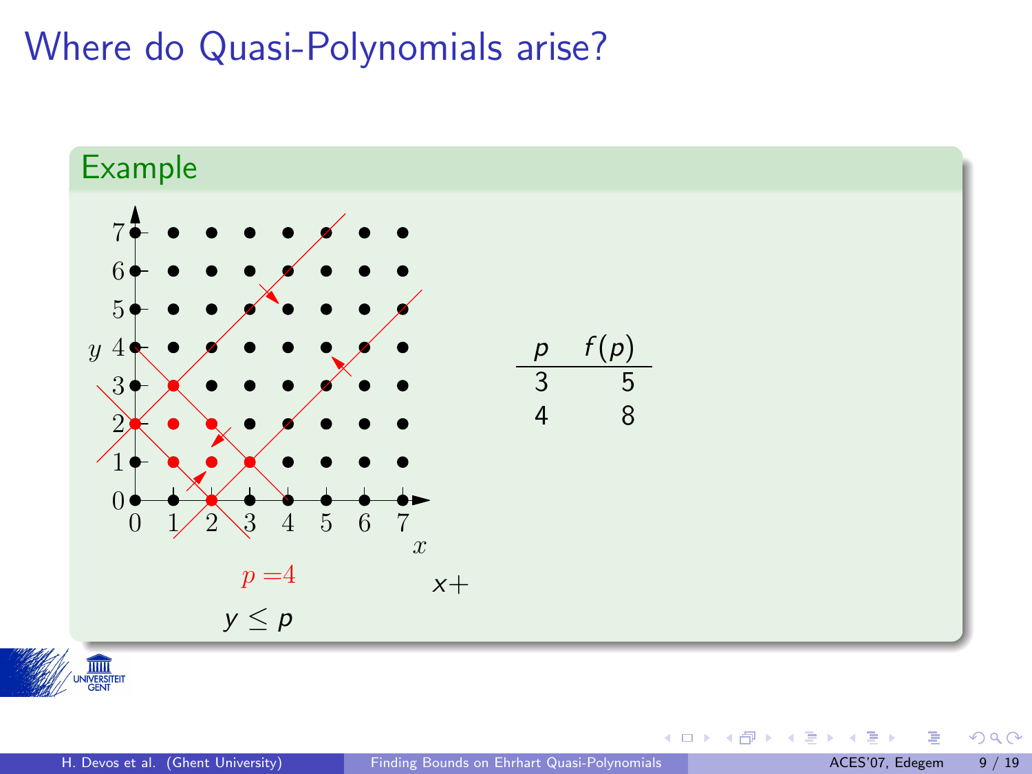# Where do Quasi-Polynomials arise?

## Example

$p = 4$

$x+$

$y \leq p$

| $p$ | $f(p)$ |
|---|---|
| 3 | 5 |
| 4 | 8 |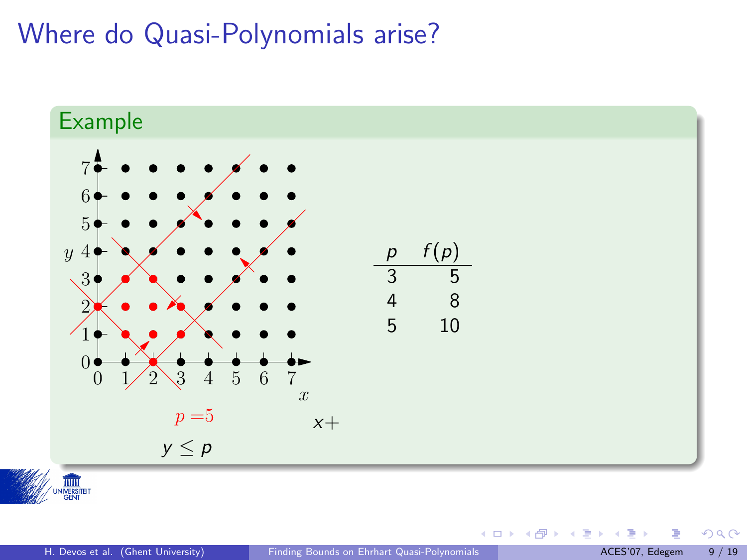# Where do Quasi-Polynomials arise?

## Example

$p = 5$

$x+$

$y \leq p$

| $p$ | $f(p)$ |
|---|---|
| 3 | 5 |
| 4 | 8 |
| 5 | 10 |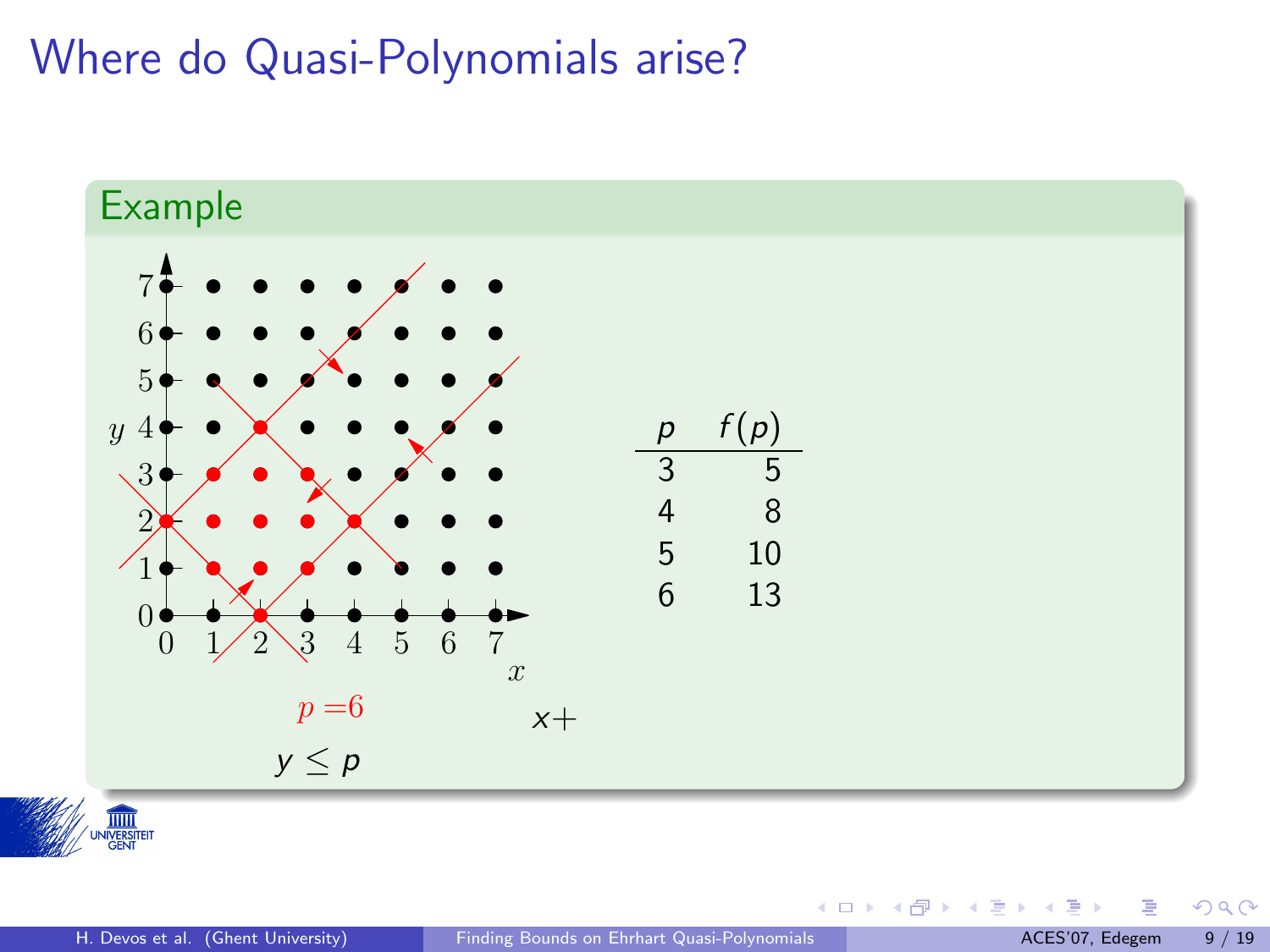# Where do Quasi-Polynomials arise?

## Example

$p = 6$

$x+$

$y \leq p$

| $p$ | $f(p)$ |
|---|---|
| 3 | 5 |
| 4 | 8 |
| 5 | 10 |
| 6 | 13 |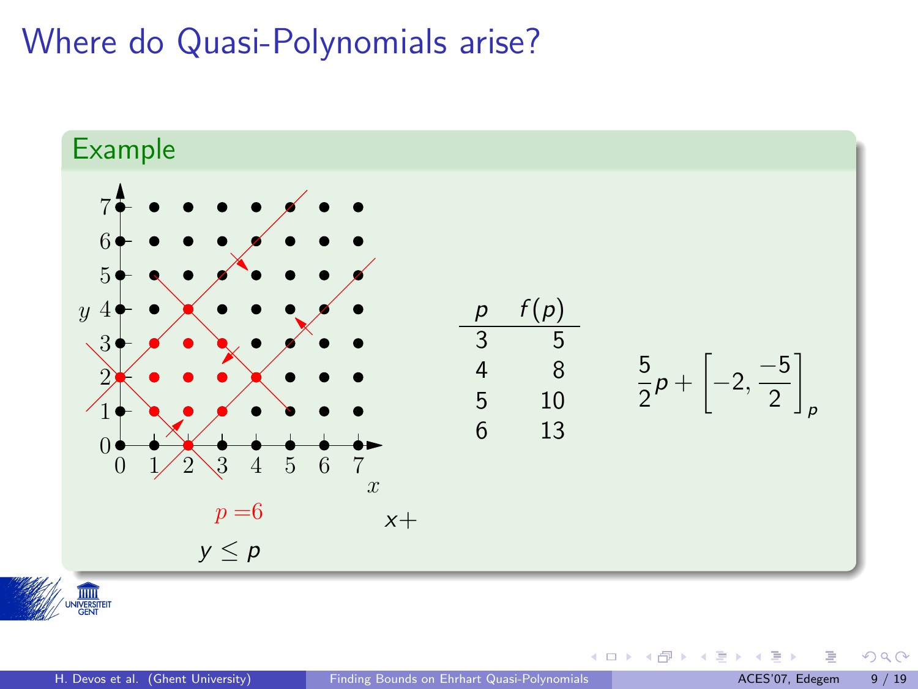# Where do Quasi-Polynomials arise?

## Example

$p = 6$

$x+$

$y \leq p$

| $p$ | $f(p)$ |
|---|---|
| 3 | 5 |
| 4 | 8 |
| 5 | 10 |
| 6 | 13 |

$$\frac{5}{2}p + \left[-2, \frac{-5}{2}\right]_p$$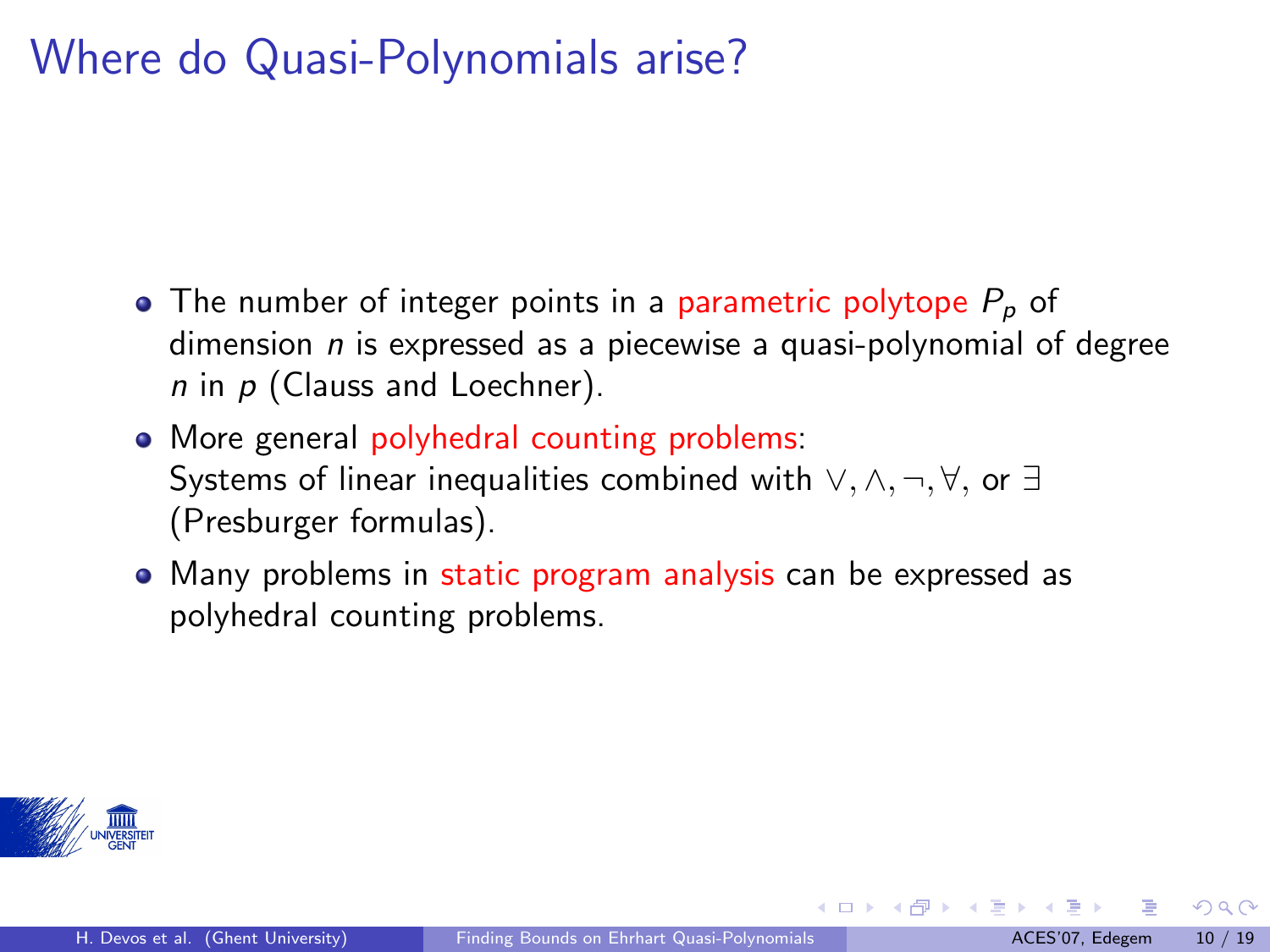# Where do Quasi-Polynomials arise?

- The number of integer points in a parametric polytope $P_p$ of dimension $n$ is expressed as a piecewise a quasi-polynomial of degree $n$ in $p$ (Clauss and Loechner).
- More general polyhedral counting problems:
  Systems of linear inequalities combined with $\vee, \wedge, \neg, \forall$, or $\exists$ (Presburger formulas).
- Many problems in static program analysis can be expressed as polyhedral counting problems.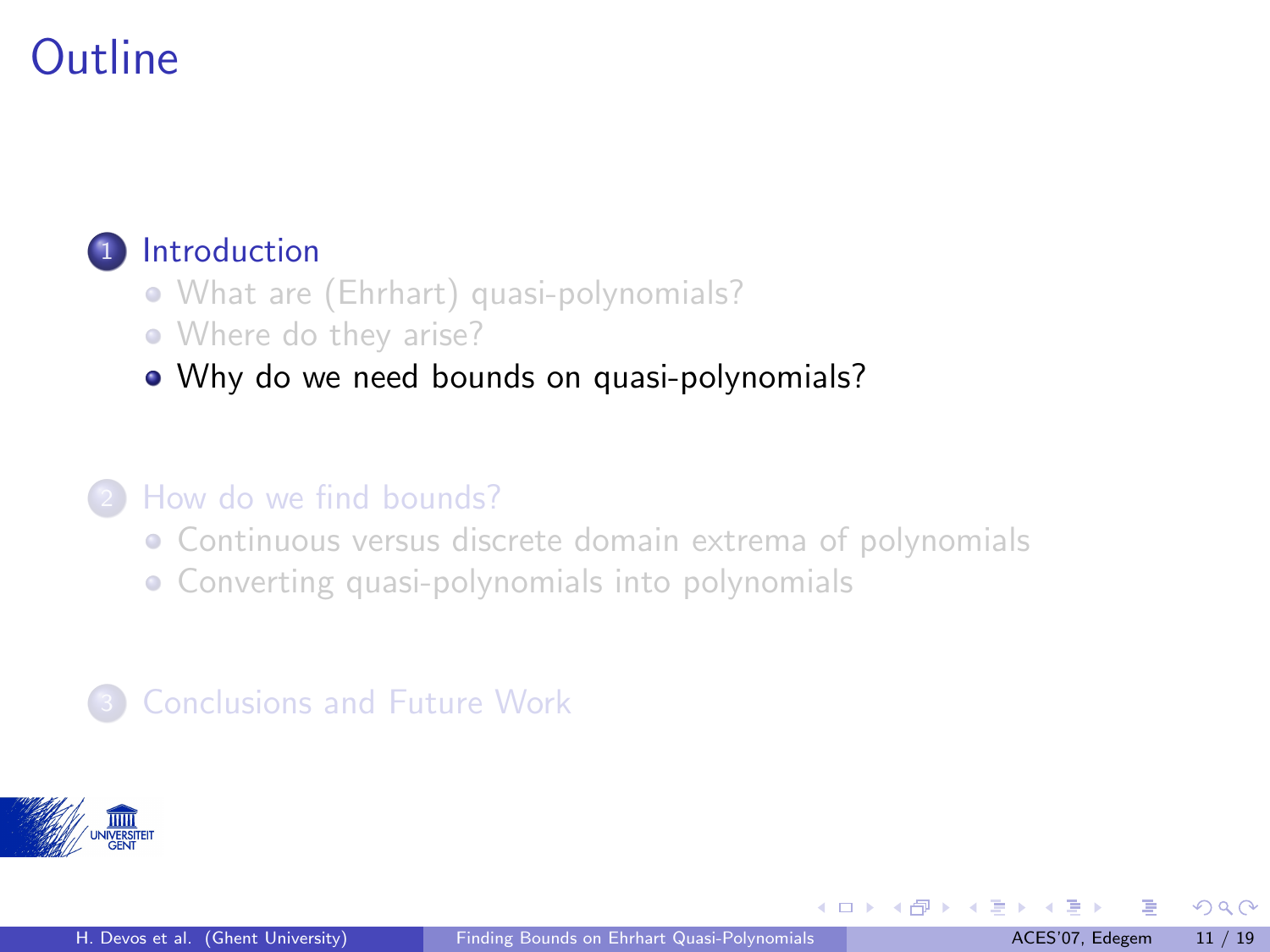# Outline

1. Introduction
   - What are (Ehrhart) quasi-polynomials?
   - Where do they arise?
   - Why do we need bounds on quasi-polynomials?
2. How do we find bounds?
   - Continuous versus discrete domain extrema of polynomials
   - Converting quasi-polynomials into polynomials
3. Conclusions and Future Work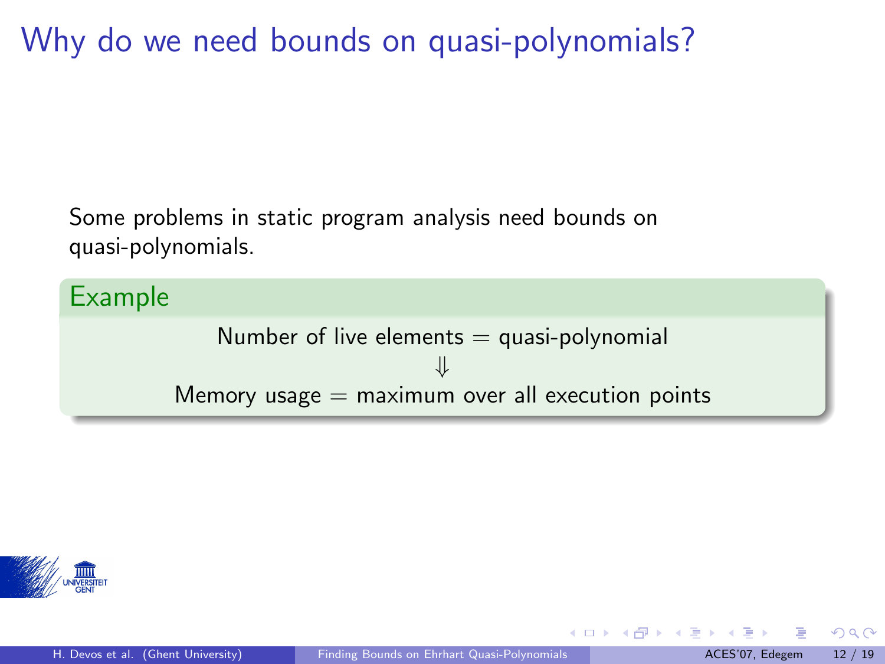# Why do we need bounds on quasi-polynomials?

Some problems in static program analysis need bounds on quasi-polynomials.

**Example**

Number of live elements = quasi-polynomial

$\Downarrow$

Memory usage = maximum over all execution points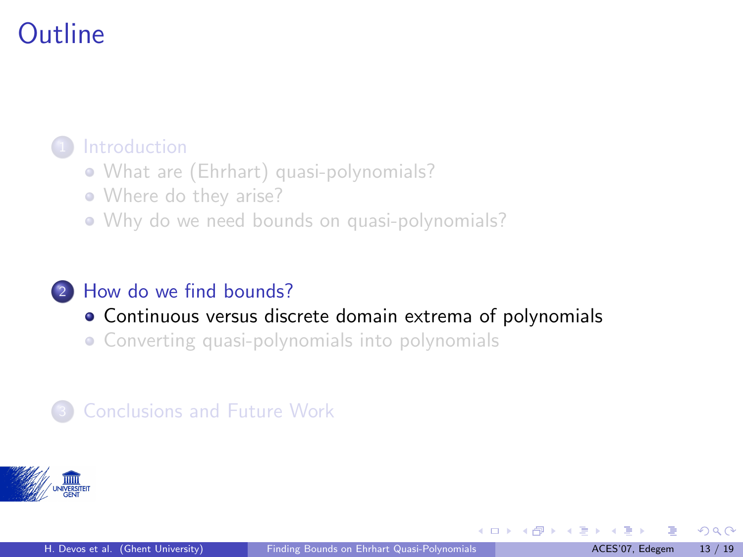# Outline

1. Introduction
   - What are (Ehrhart) quasi-polynomials?
   - Where do they arise?
   - Why do we need bounds on quasi-polynomials?

2. How do we find bounds?
   - Continuous versus discrete domain extrema of polynomials
   - Converting quasi-polynomials into polynomials

3. Conclusions and Future Work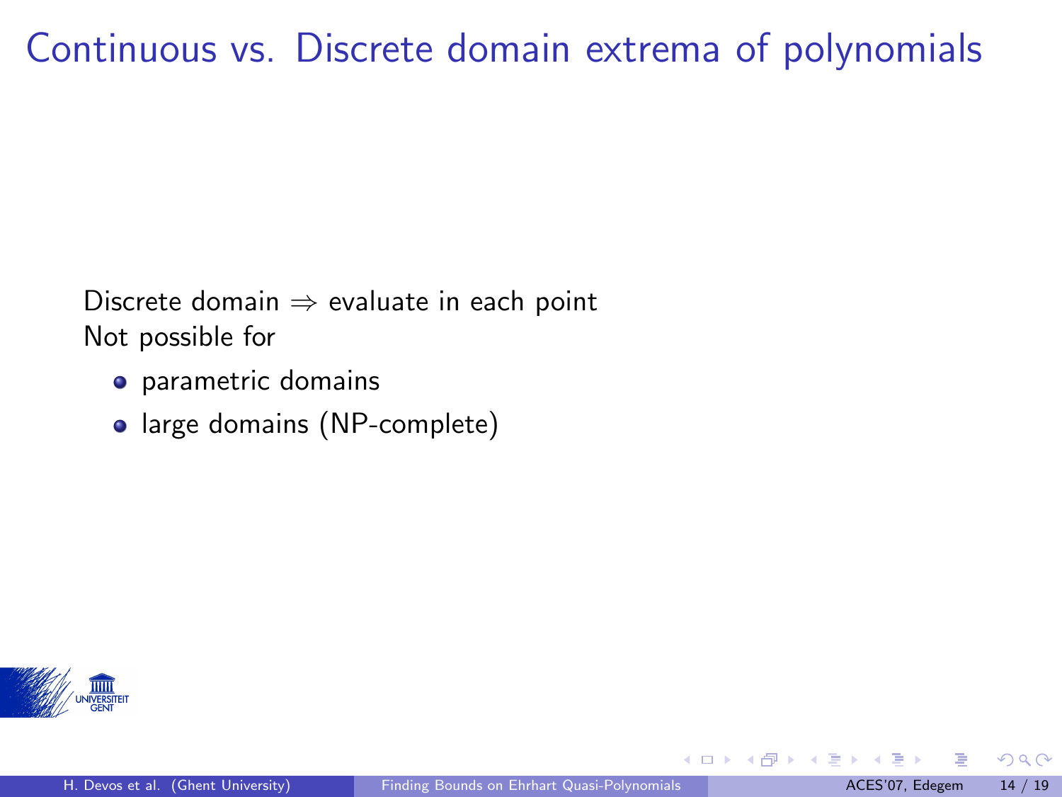# Continuous vs. Discrete domain extrema of polynomials

Discrete domain $\Rightarrow$ evaluate in each point

Not possible for

- parametric domains
- large domains (NP-complete)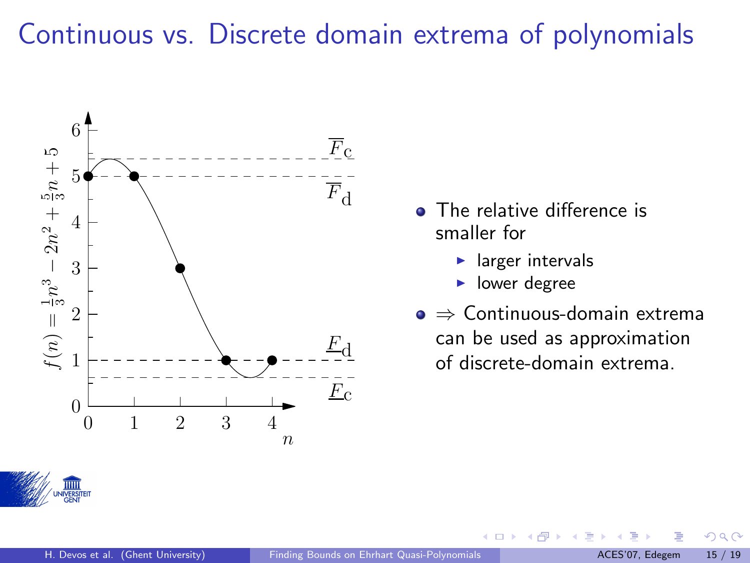# Continuous vs. Discrete domain extrema of polynomials

- The relative difference is smaller for
  - larger intervals
  - lower degree
- $\Rightarrow$ Continuous-domain extrema can be used as approximation of discrete-domain extrema.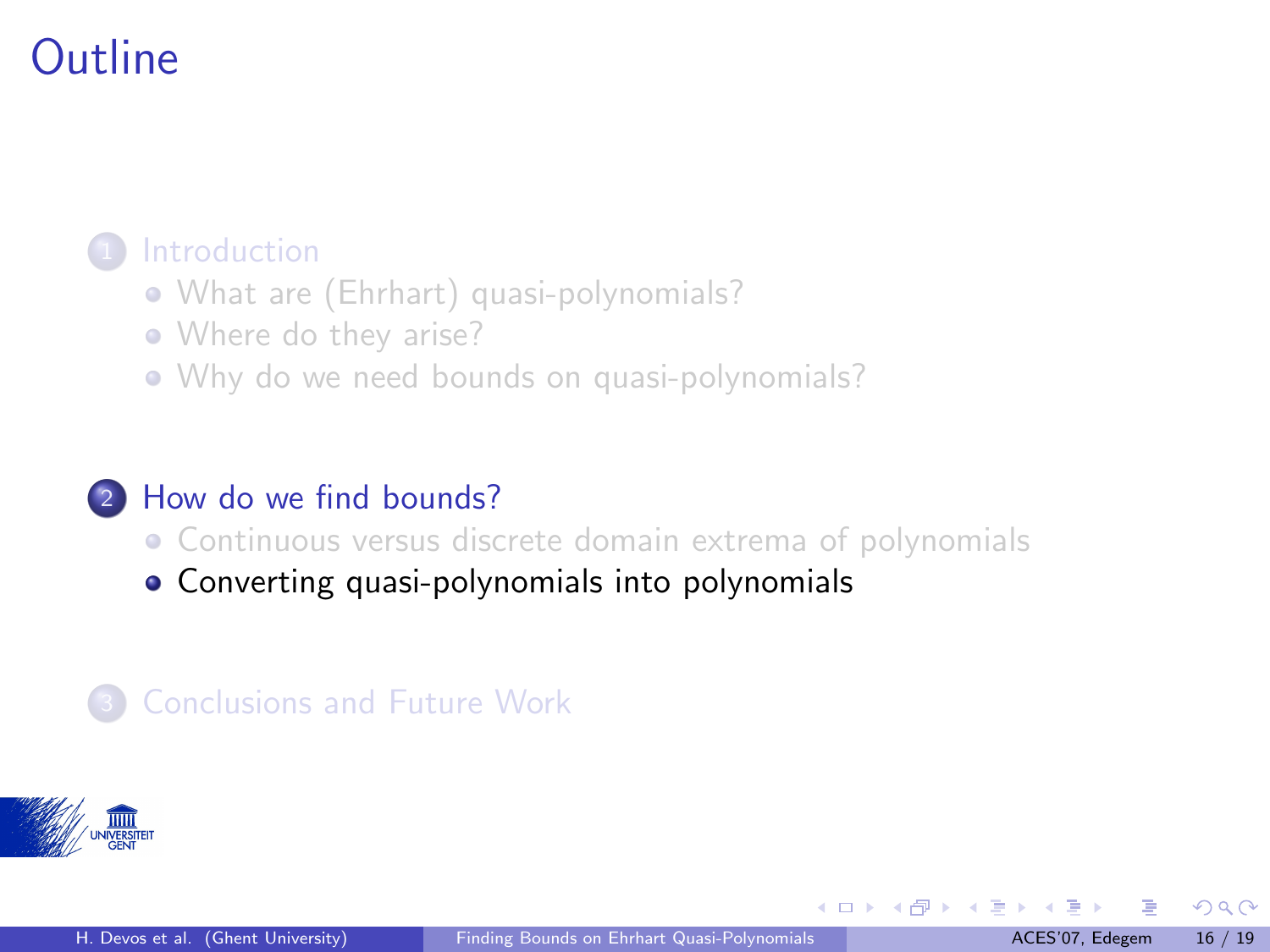# Outline

1. Introduction
   - What are (Ehrhart) quasi-polynomials?
   - Where do they arise?
   - Why do we need bounds on quasi-polynomials?

2. How do we find bounds?
   - Continuous versus discrete domain extrema of polynomials
   - Converting quasi-polynomials into polynomials

3. Conclusions and Future Work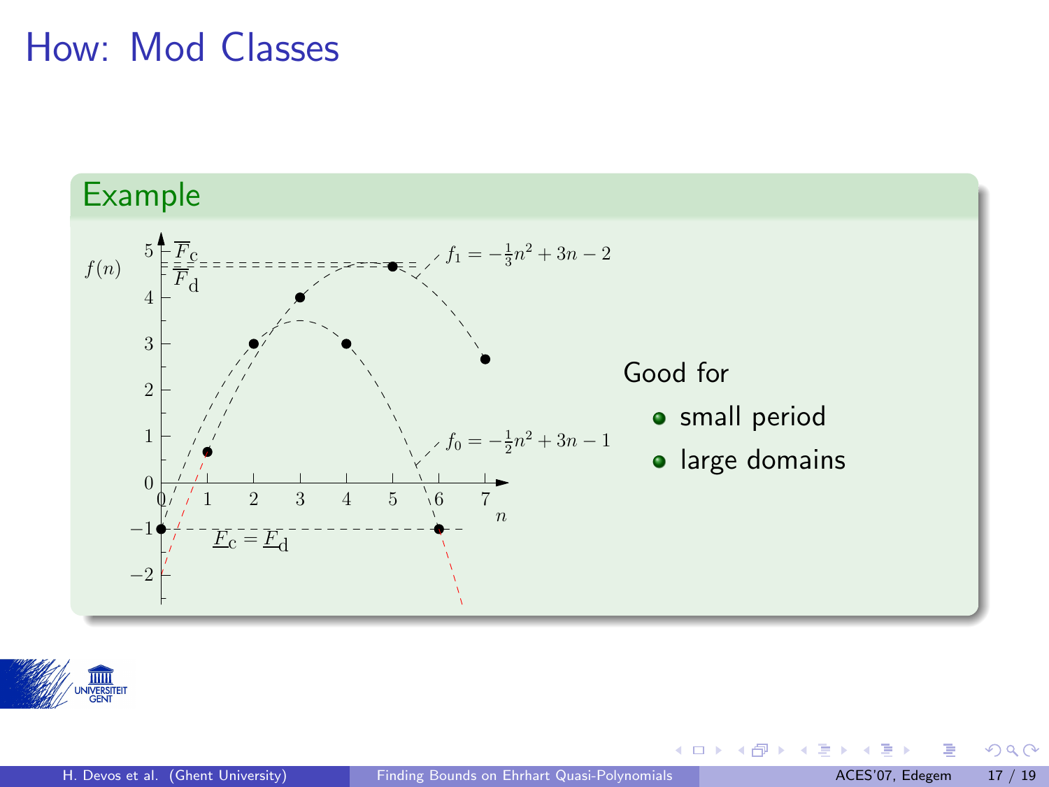# How: Mod Classes

## Example

$f(n)$

$\overline{F}_{\mathrm{c}}$

$\overline{F}_{\mathrm{d}}$

$f_1 = -\frac{1}{3}n^2 + 3n - 2$

$f_0 = -\frac{1}{2}n^2 + 3n - 1$

$\underline{F}_{\mathrm{c}} = \underline{F}_{\mathrm{d}}$

$n$

Good for

- small period
- large domains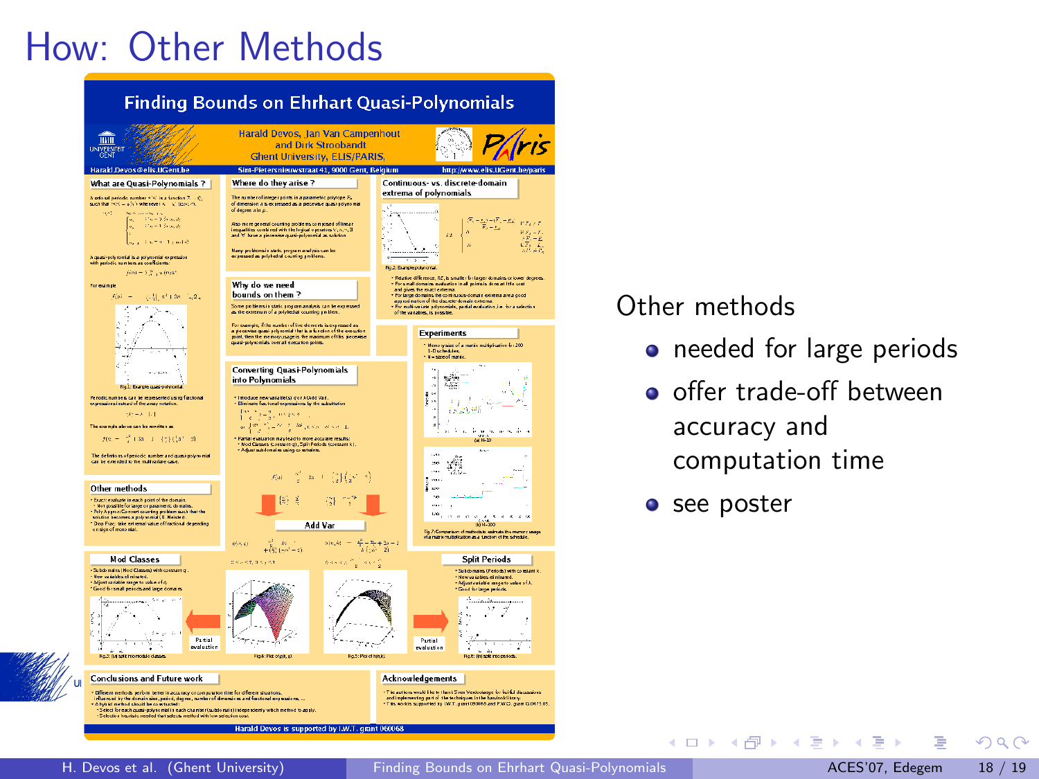# How: Other Methods

Other methods

- needed for large periods
- offer trade-off between accuracy and computation time
- see poster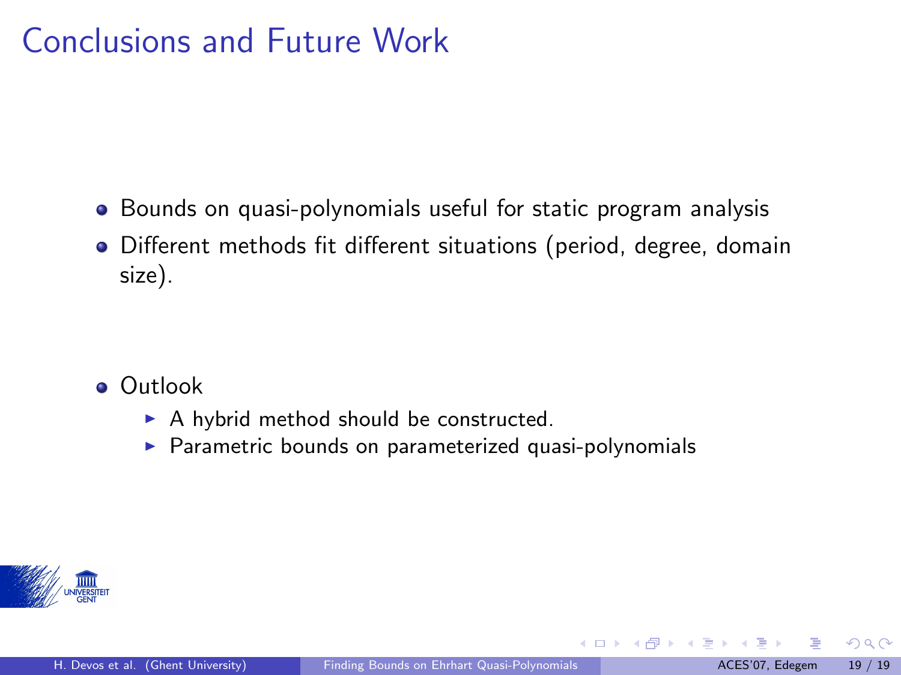# Conclusions and Future Work

- Bounds on quasi-polynomials useful for static program analysis
- Different methods fit different situations (period, degree, domain size).

- Outlook
  - A hybrid method should be constructed.
  - Parametric bounds on parameterized quasi-polynomials